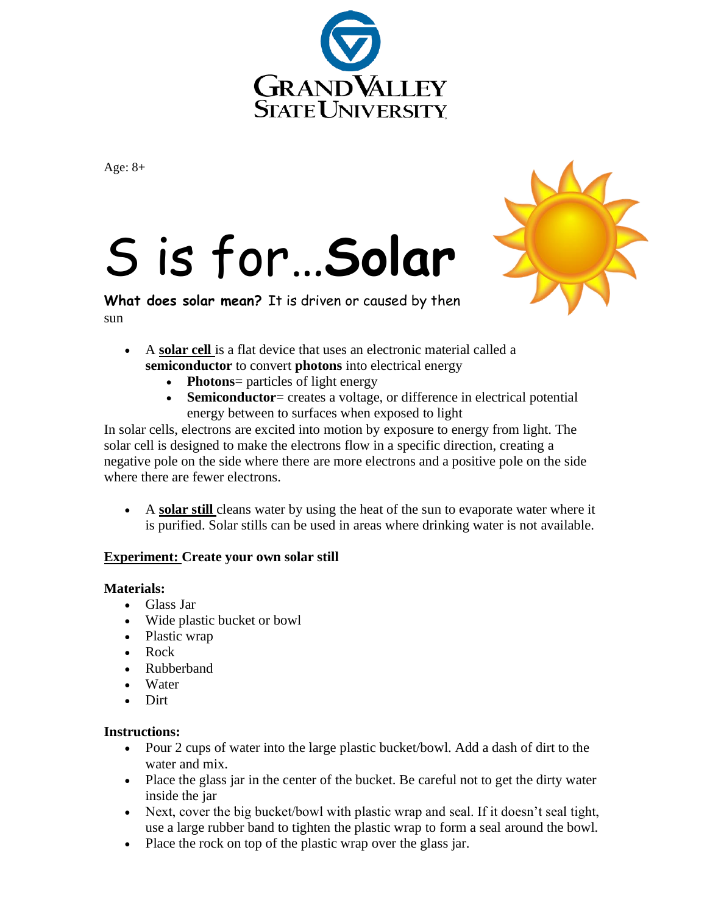Age: 8+

# S is for…**Solar**

**What does solar mean?** It is driven or caused by then sun

- A **solar cell** is a flat device that uses an electronic material called a **semiconductor** to convert **photons** into electrical energy
  - **Photons**= particles of light energy
  - **Semiconductor**= creates a voltage, or difference in electrical potential energy between to surfaces when exposed to light

In solar cells, electrons are excited into motion by exposure to energy from light. The solar cell is designed to make the electrons flow in a specific direction, creating a negative pole on the side where there are more electrons and a positive pole on the side where there are fewer electrons.

- A **solar still** cleans water by using the heat of the sun to evaporate water where it is purified. Solar stills can be used in areas where drinking water is not available.

**Experiment: Create your own solar still**

**Materials:**

- Glass Jar
- Wide plastic bucket or bowl
- Plastic wrap
- Rock
- Rubberband
- Water
- Dirt

**Instructions:**

- Pour 2 cups of water into the large plastic bucket/bowl. Add a dash of dirt to the water and mix.
- Place the glass jar in the center of the bucket. Be careful not to get the dirty water inside the jar
- Next, cover the big bucket/bowl with plastic wrap and seal. If it doesn't seal tight, use a large rubber band to tighten the plastic wrap to form a seal around the bowl.
- Place the rock on top of the plastic wrap over the glass jar.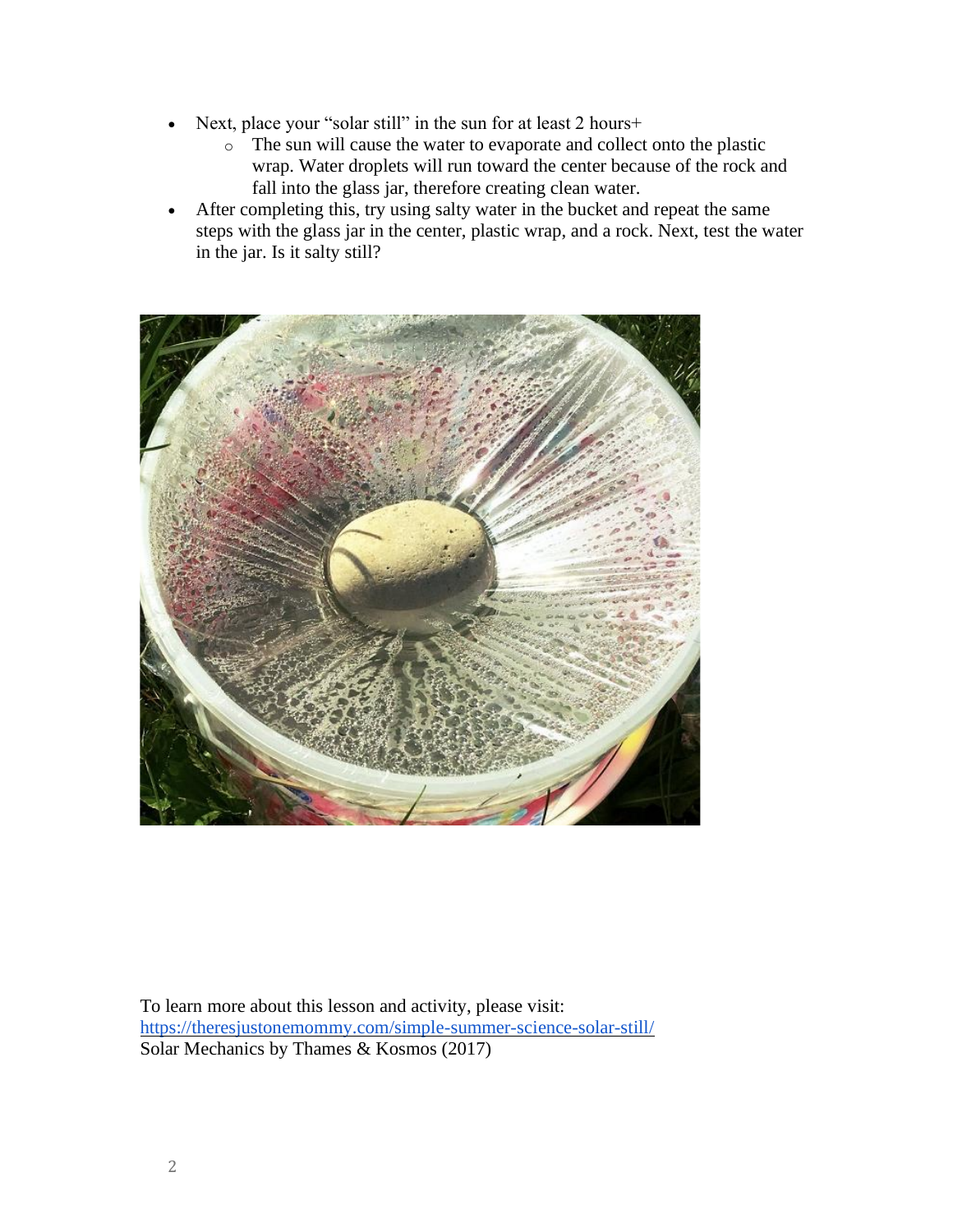- Next, place your "solar still" in the sun for at least 2 hours+
  - The sun will cause the water to evaporate and collect onto the plastic wrap. Water droplets will run toward the center because of the rock and fall into the glass jar, therefore creating clean water.
- After completing this, try using salty water in the bucket and repeat the same steps with the glass jar in the center, plastic wrap, and a rock. Next, test the water in the jar. Is it salty still?

To learn more about this lesson and activity, please visit:
https://theresjustonemommy.com/simple-summer-science-solar-still/
Solar Mechanics by Thames & Kosmos (2017)